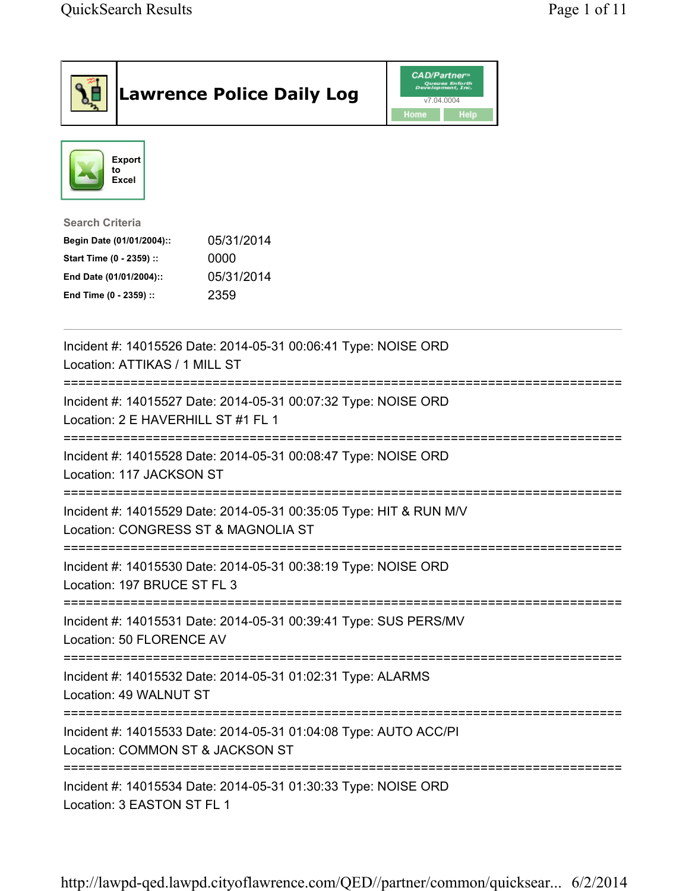# Lawrence Police Daily Log

CAD/Partner™ v7.04.0004

Home Help

Export to Excel

**Search Criteria**

| | |
|---|---|
| **Begin Date (01/01/2004)::** | 05/31/2014 |
| **Start Time (0 - 2359) ::** | 0000 |
| **End Date (01/01/2004)::** | 05/31/2014 |
| **End Time (0 - 2359) ::** | 2359 |

---

Incident #: 14015526 Date: 2014-05-31 00:06:41 Type: NOISE ORD
Location: ATTIKAS / 1 MILL ST

===========================================================================

Incident #: 14015527 Date: 2014-05-31 00:07:32 Type: NOISE ORD
Location: 2 E HAVERHILL ST #1 FL 1

===========================================================================

Incident #: 14015528 Date: 2014-05-31 00:08:47 Type: NOISE ORD
Location: 117 JACKSON ST

===========================================================================

Incident #: 14015529 Date: 2014-05-31 00:35:05 Type: HIT & RUN M/V
Location: CONGRESS ST & MAGNOLIA ST

===========================================================================

Incident #: 14015530 Date: 2014-05-31 00:38:19 Type: NOISE ORD
Location: 197 BRUCE ST FL 3

===========================================================================

Incident #: 14015531 Date: 2014-05-31 00:39:41 Type: SUS PERS/MV
Location: 50 FLORENCE AV

===========================================================================

Incident #: 14015532 Date: 2014-05-31 01:02:31 Type: ALARMS
Location: 49 WALNUT ST

===========================================================================

Incident #: 14015533 Date: 2014-05-31 01:04:08 Type: AUTO ACC/PI
Location: COMMON ST & JACKSON ST

===========================================================================

Incident #: 14015534 Date: 2014-05-31 01:30:33 Type: NOISE ORD
Location: 3 EASTON ST FL 1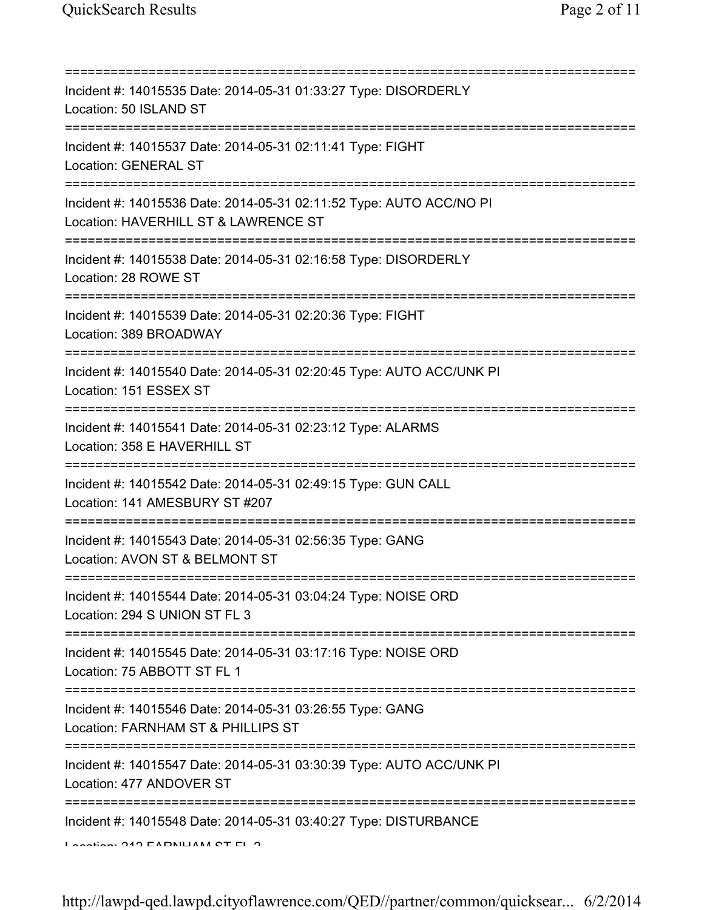==============================================================================
Incident #: 14015535 Date: 2014-05-31 01:33:27 Type: DISORDERLY
Location: 50 ISLAND ST
==============================================================================
Incident #: 14015537 Date: 2014-05-31 02:11:41 Type: FIGHT
Location: GENERAL ST
==============================================================================
Incident #: 14015536 Date: 2014-05-31 02:11:52 Type: AUTO ACC/NO PI
Location: HAVERHILL ST & LAWRENCE ST
==============================================================================
Incident #: 14015538 Date: 2014-05-31 02:16:58 Type: DISORDERLY
Location: 28 ROWE ST
==============================================================================
Incident #: 14015539 Date: 2014-05-31 02:20:36 Type: FIGHT
Location: 389 BROADWAY
==============================================================================
Incident #: 14015540 Date: 2014-05-31 02:20:45 Type: AUTO ACC/UNK PI
Location: 151 ESSEX ST
==============================================================================
Incident #: 14015541 Date: 2014-05-31 02:23:12 Type: ALARMS
Location: 358 E HAVERHILL ST
==============================================================================
Incident #: 14015542 Date: 2014-05-31 02:49:15 Type: GUN CALL
Location: 141 AMESBURY ST #207
==============================================================================
Incident #: 14015543 Date: 2014-05-31 02:56:35 Type: GANG
Location: AVON ST & BELMONT ST
==============================================================================
Incident #: 14015544 Date: 2014-05-31 03:04:24 Type: NOISE ORD
Location: 294 S UNION ST FL 3
==============================================================================
Incident #: 14015545 Date: 2014-05-31 03:17:16 Type: NOISE ORD
Location: 75 ABBOTT ST FL 1
==============================================================================
Incident #: 14015546 Date: 2014-05-31 03:26:55 Type: GANG
Location: FARNHAM ST & PHILLIPS ST
==============================================================================
Incident #: 14015547 Date: 2014-05-31 03:30:39 Type: AUTO ACC/UNK PI
Location: 477 ANDOVER ST
==============================================================================
Incident #: 14015548 Date: 2014-05-31 03:40:27 Type: DISTURBANCE
Location: 212 FARNHAM ST FL 2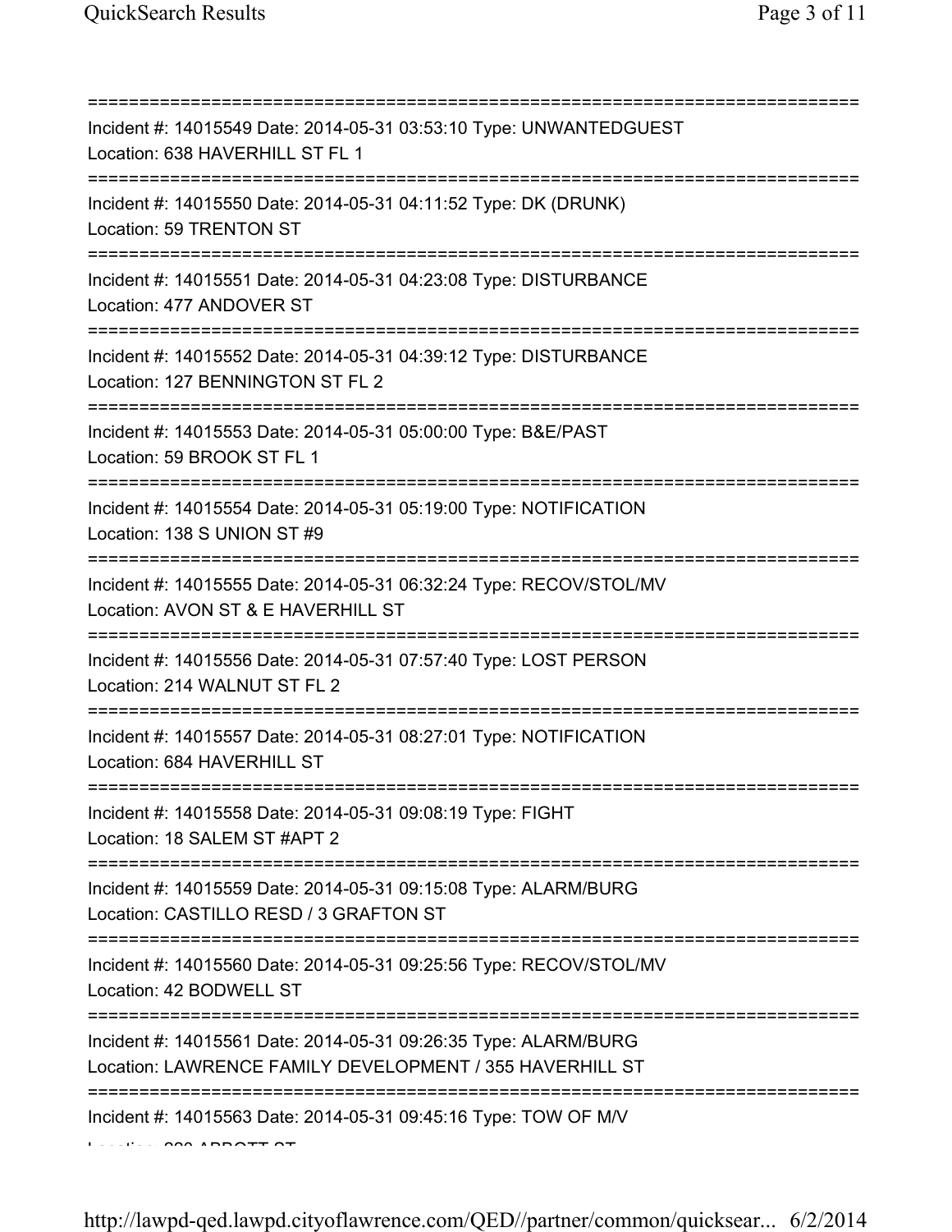===========================================================================
Incident #: 14015549 Date: 2014-05-31 03:53:10 Type: UNWANTEDGUEST
Location: 638 HAVERHILL ST FL 1
===========================================================================
Incident #: 14015550 Date: 2014-05-31 04:11:52 Type: DK (DRUNK)
Location: 59 TRENTON ST
===========================================================================
Incident #: 14015551 Date: 2014-05-31 04:23:08 Type: DISTURBANCE
Location: 477 ANDOVER ST
===========================================================================
Incident #: 14015552 Date: 2014-05-31 04:39:12 Type: DISTURBANCE
Location: 127 BENNINGTON ST FL 2
===========================================================================
Incident #: 14015553 Date: 2014-05-31 05:00:00 Type: B&E/PAST
Location: 59 BROOK ST FL 1
===========================================================================
Incident #: 14015554 Date: 2014-05-31 05:19:00 Type: NOTIFICATION
Location: 138 S UNION ST #9
===========================================================================
Incident #: 14015555 Date: 2014-05-31 06:32:24 Type: RECOV/STOL/MV
Location: AVON ST & E HAVERHILL ST
===========================================================================
Incident #: 14015556 Date: 2014-05-31 07:57:40 Type: LOST PERSON
Location: 214 WALNUT ST FL 2
===========================================================================
Incident #: 14015557 Date: 2014-05-31 08:27:01 Type: NOTIFICATION
Location: 684 HAVERHILL ST
===========================================================================
Incident #: 14015558 Date: 2014-05-31 09:08:19 Type: FIGHT
Location: 18 SALEM ST #APT 2
===========================================================================
Incident #: 14015559 Date: 2014-05-31 09:15:08 Type: ALARM/BURG
Location: CASTILLO RESD / 3 GRAFTON ST
===========================================================================
Incident #: 14015560 Date: 2014-05-31 09:25:56 Type: RECOV/STOL/MV
Location: 42 BODWELL ST
===========================================================================
Incident #: 14015561 Date: 2014-05-31 09:26:35 Type: ALARM/BURG
Location: LAWRENCE FAMILY DEVELOPMENT / 355 HAVERHILL ST
===========================================================================
Incident #: 14015563 Date: 2014-05-31 09:45:16 Type: TOW OF M/V
Location: 280 ABBOTT ST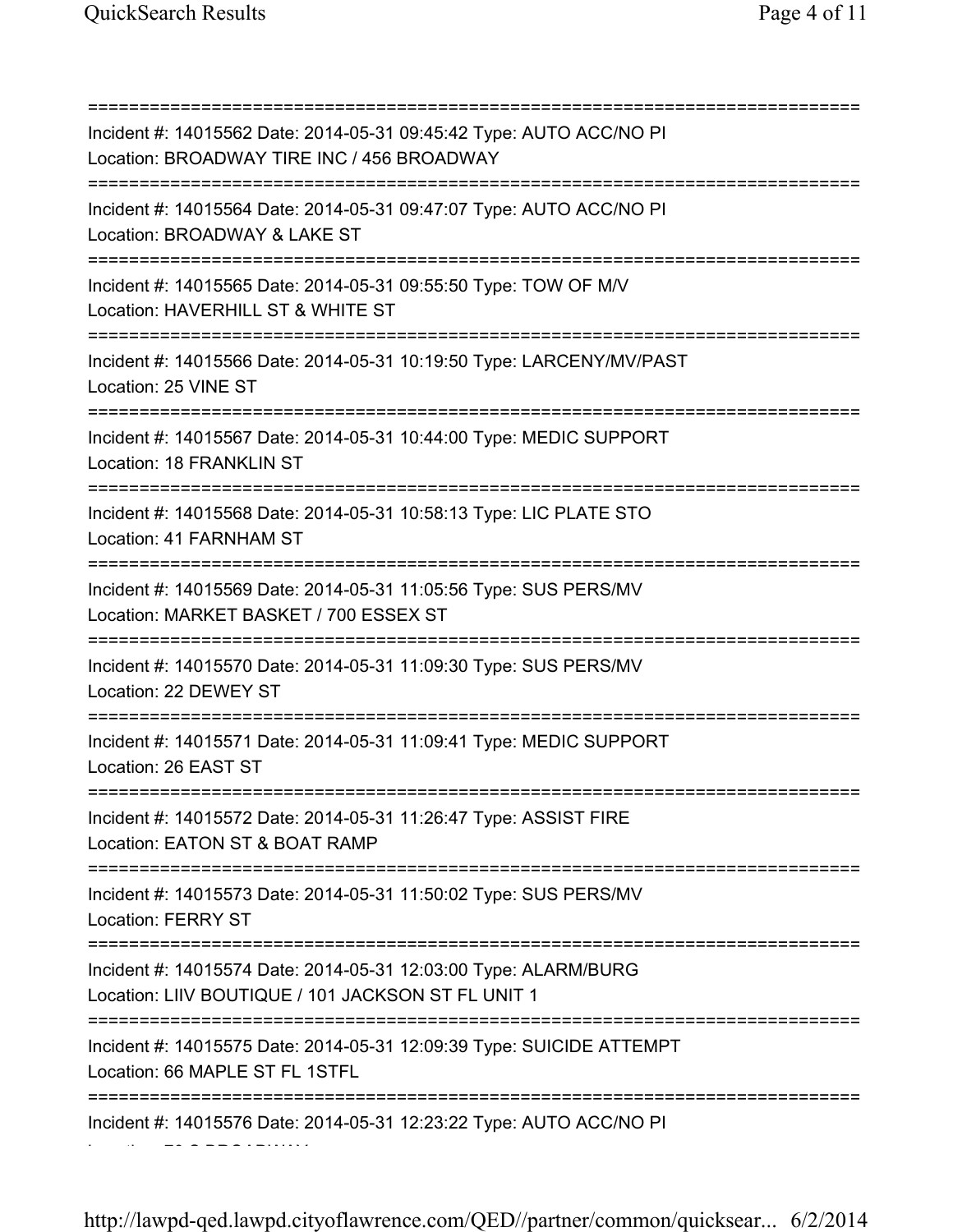===========================================================================
Incident #: 14015562 Date: 2014-05-31 09:45:42 Type: AUTO ACC/NO PI
Location: BROADWAY TIRE INC / 456 BROADWAY
===========================================================================
Incident #: 14015564 Date: 2014-05-31 09:47:07 Type: AUTO ACC/NO PI
Location: BROADWAY & LAKE ST
===========================================================================
Incident #: 14015565 Date: 2014-05-31 09:55:50 Type: TOW OF M/V
Location: HAVERHILL ST & WHITE ST
===========================================================================
Incident #: 14015566 Date: 2014-05-31 10:19:50 Type: LARCENY/MV/PAST
Location: 25 VINE ST
===========================================================================
Incident #: 14015567 Date: 2014-05-31 10:44:00 Type: MEDIC SUPPORT
Location: 18 FRANKLIN ST
===========================================================================
Incident #: 14015568 Date: 2014-05-31 10:58:13 Type: LIC PLATE STO
Location: 41 FARNHAM ST
===========================================================================
Incident #: 14015569 Date: 2014-05-31 11:05:56 Type: SUS PERS/MV
Location: MARKET BASKET / 700 ESSEX ST
===========================================================================
Incident #: 14015570 Date: 2014-05-31 11:09:30 Type: SUS PERS/MV
Location: 22 DEWEY ST
===========================================================================
Incident #: 14015571 Date: 2014-05-31 11:09:41 Type: MEDIC SUPPORT
Location: 26 EAST ST
===========================================================================
Incident #: 14015572 Date: 2014-05-31 11:26:47 Type: ASSIST FIRE
Location: EATON ST & BOAT RAMP
===========================================================================
Incident #: 14015573 Date: 2014-05-31 11:50:02 Type: SUS PERS/MV
Location: FERRY ST
===========================================================================
Incident #: 14015574 Date: 2014-05-31 12:03:00 Type: ALARM/BURG
Location: LIIV BOUTIQUE / 101 JACKSON ST FL UNIT 1
===========================================================================
Incident #: 14015575 Date: 2014-05-31 12:09:39 Type: SUICIDE ATTEMPT
Location: 66 MAPLE ST FL 1STFL
===========================================================================
Incident #: 14015576 Date: 2014-05-31 12:23:22 Type: AUTO ACC/NO PI
Location: 70 S BROADWAY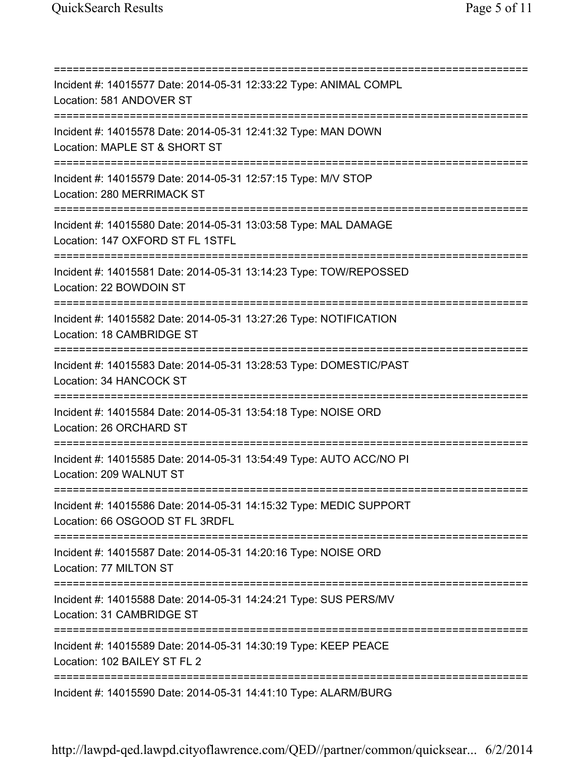===========================================================================
Incident #: 14015577 Date: 2014-05-31 12:33:22 Type: ANIMAL COMPL
Location: 581 ANDOVER ST
===========================================================================
Incident #: 14015578 Date: 2014-05-31 12:41:32 Type: MAN DOWN
Location: MAPLE ST & SHORT ST
===========================================================================
Incident #: 14015579 Date: 2014-05-31 12:57:15 Type: M/V STOP
Location: 280 MERRIMACK ST
===========================================================================
Incident #: 14015580 Date: 2014-05-31 13:03:58 Type: MAL DAMAGE
Location: 147 OXFORD ST FL 1STFL
===========================================================================
Incident #: 14015581 Date: 2014-05-31 13:14:23 Type: TOW/REPOSSED
Location: 22 BOWDOIN ST
===========================================================================
Incident #: 14015582 Date: 2014-05-31 13:27:26 Type: NOTIFICATION
Location: 18 CAMBRIDGE ST
===========================================================================
Incident #: 14015583 Date: 2014-05-31 13:28:53 Type: DOMESTIC/PAST
Location: 34 HANCOCK ST
===========================================================================
Incident #: 14015584 Date: 2014-05-31 13:54:18 Type: NOISE ORD
Location: 26 ORCHARD ST
===========================================================================
Incident #: 14015585 Date: 2014-05-31 13:54:49 Type: AUTO ACC/NO PI
Location: 209 WALNUT ST
===========================================================================
Incident #: 14015586 Date: 2014-05-31 14:15:32 Type: MEDIC SUPPORT
Location: 66 OSGOOD ST FL 3RDFL
===========================================================================
Incident #: 14015587 Date: 2014-05-31 14:20:16 Type: NOISE ORD
Location: 77 MILTON ST
===========================================================================
Incident #: 14015588 Date: 2014-05-31 14:24:21 Type: SUS PERS/MV
Location: 31 CAMBRIDGE ST
===========================================================================
Incident #: 14015589 Date: 2014-05-31 14:30:19 Type: KEEP PEACE
Location: 102 BAILEY ST FL 2
===========================================================================
Incident #: 14015590 Date: 2014-05-31 14:41:10 Type: ALARM/BURG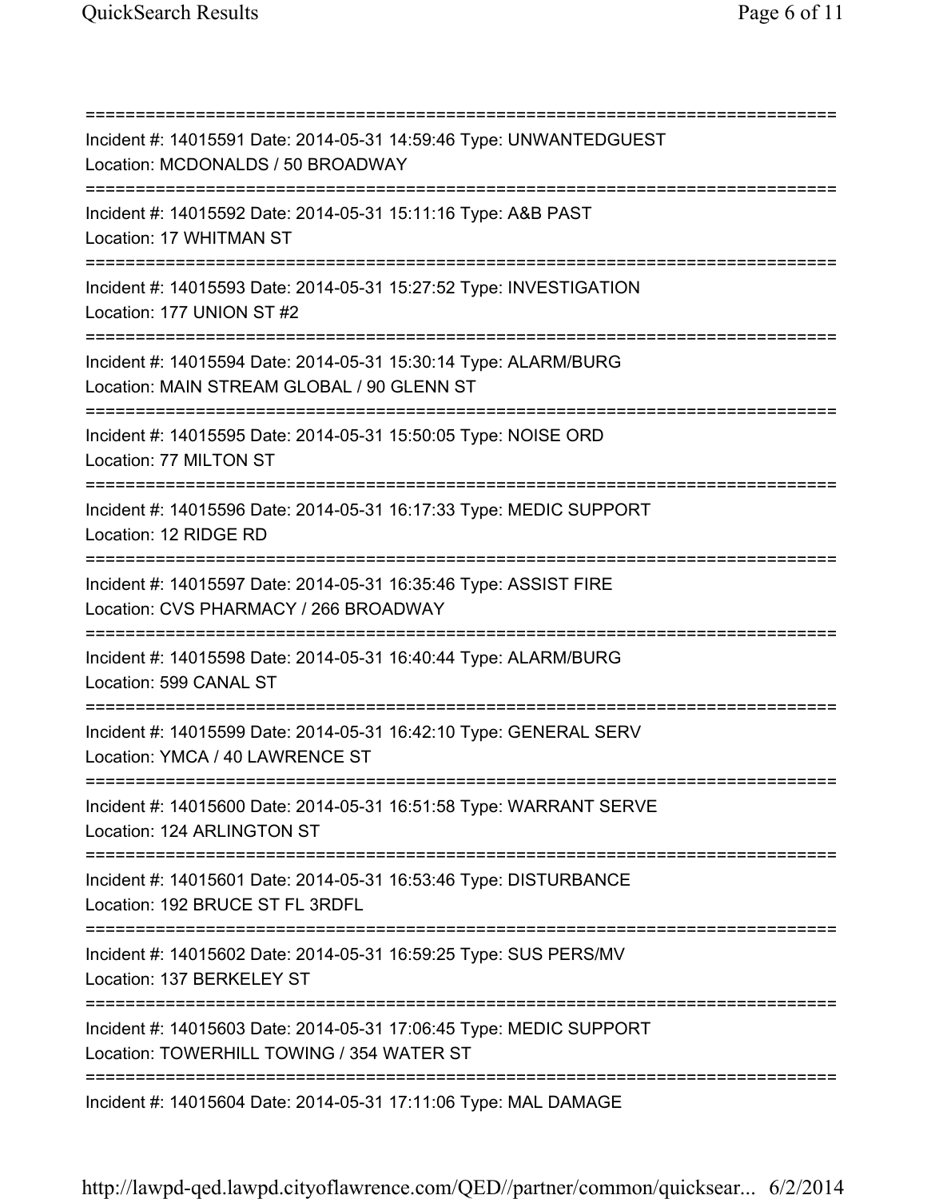===========================================================================

Incident #: 14015591 Date: 2014-05-31 14:59:46 Type: UNWANTEDGUEST
Location: MCDONALDS / 50 BROADWAY

===========================================================================

Incident #: 14015592 Date: 2014-05-31 15:11:16 Type: A&B PAST
Location: 17 WHITMAN ST

===========================================================================

Incident #: 14015593 Date: 2014-05-31 15:27:52 Type: INVESTIGATION
Location: 177 UNION ST #2

===========================================================================

Incident #: 14015594 Date: 2014-05-31 15:30:14 Type: ALARM/BURG
Location: MAIN STREAM GLOBAL / 90 GLENN ST

===========================================================================

Incident #: 14015595 Date: 2014-05-31 15:50:05 Type: NOISE ORD
Location: 77 MILTON ST

===========================================================================

Incident #: 14015596 Date: 2014-05-31 16:17:33 Type: MEDIC SUPPORT
Location: 12 RIDGE RD

===========================================================================

Incident #: 14015597 Date: 2014-05-31 16:35:46 Type: ASSIST FIRE
Location: CVS PHARMACY / 266 BROADWAY

===========================================================================

Incident #: 14015598 Date: 2014-05-31 16:40:44 Type: ALARM/BURG
Location: 599 CANAL ST

===========================================================================

Incident #: 14015599 Date: 2014-05-31 16:42:10 Type: GENERAL SERV
Location: YMCA / 40 LAWRENCE ST

===========================================================================

Incident #: 14015600 Date: 2014-05-31 16:51:58 Type: WARRANT SERVE
Location: 124 ARLINGTON ST

===========================================================================

Incident #: 14015601 Date: 2014-05-31 16:53:46 Type: DISTURBANCE
Location: 192 BRUCE ST FL 3RDFL

===========================================================================

Incident #: 14015602 Date: 2014-05-31 16:59:25 Type: SUS PERS/MV
Location: 137 BERKELEY ST

===========================================================================

Incident #: 14015603 Date: 2014-05-31 17:06:45 Type: MEDIC SUPPORT
Location: TOWERHILL TOWING / 354 WATER ST

===========================================================================

Incident #: 14015604 Date: 2014-05-31 17:11:06 Type: MAL DAMAGE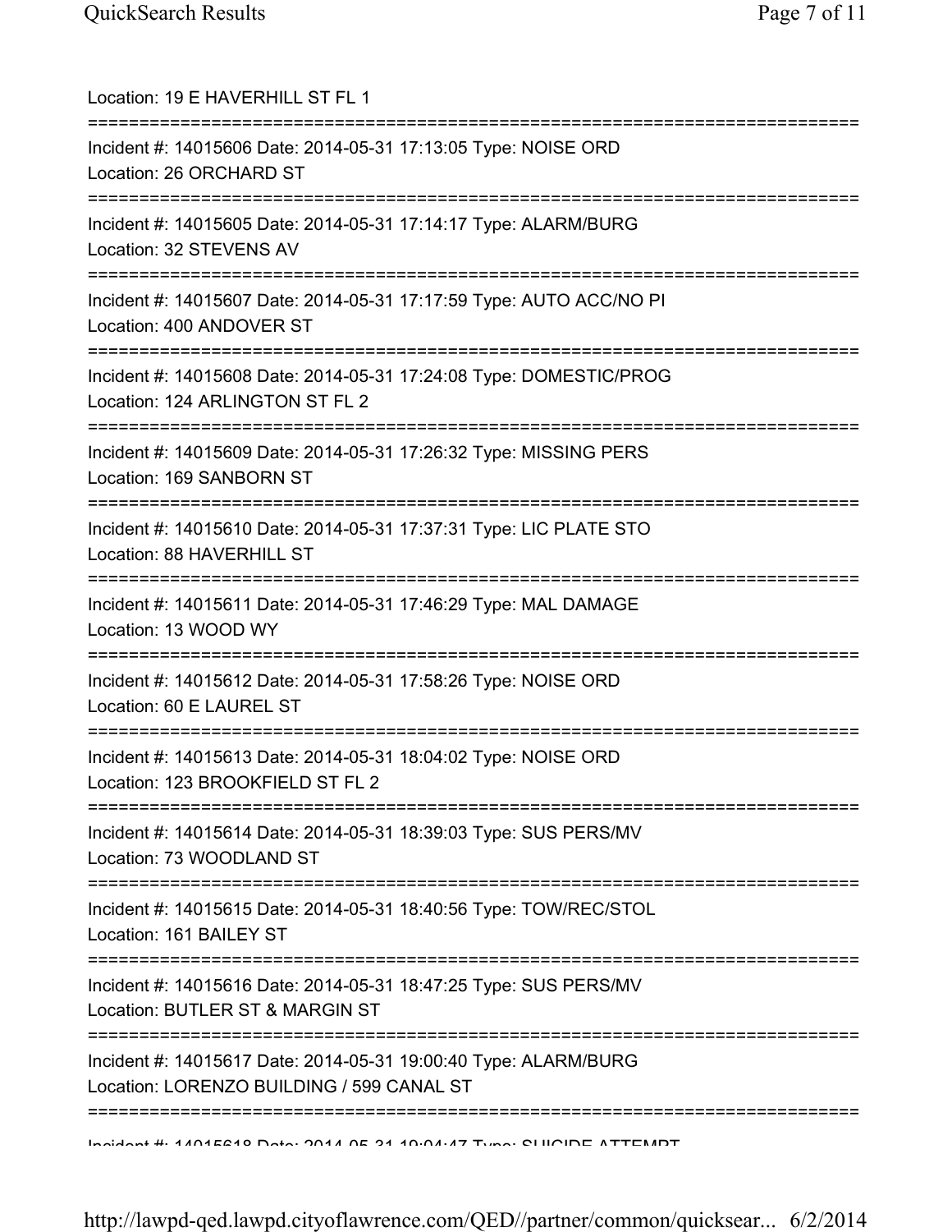Location: 19 E HAVERHILL ST FL 1

===========================================================================

Incident #: 14015606 Date: 2014-05-31 17:13:05 Type: NOISE ORD
Location: 26 ORCHARD ST

===========================================================================

Incident #: 14015605 Date: 2014-05-31 17:14:17 Type: ALARM/BURG
Location: 32 STEVENS AV

===========================================================================

Incident #: 14015607 Date: 2014-05-31 17:17:59 Type: AUTO ACC/NO PI
Location: 400 ANDOVER ST

===========================================================================

Incident #: 14015608 Date: 2014-05-31 17:24:08 Type: DOMESTIC/PROG
Location: 124 ARLINGTON ST FL 2

===========================================================================

Incident #: 14015609 Date: 2014-05-31 17:26:32 Type: MISSING PERS
Location: 169 SANBORN ST

===========================================================================

Incident #: 14015610 Date: 2014-05-31 17:37:31 Type: LIC PLATE STO
Location: 88 HAVERHILL ST

===========================================================================

Incident #: 14015611 Date: 2014-05-31 17:46:29 Type: MAL DAMAGE
Location: 13 WOOD WY

===========================================================================

Incident #: 14015612 Date: 2014-05-31 17:58:26 Type: NOISE ORD
Location: 60 E LAUREL ST

===========================================================================

Incident #: 14015613 Date: 2014-05-31 18:04:02 Type: NOISE ORD
Location: 123 BROOKFIELD ST FL 2

===========================================================================

Incident #: 14015614 Date: 2014-05-31 18:39:03 Type: SUS PERS/MV
Location: 73 WOODLAND ST

===========================================================================

Incident #: 14015615 Date: 2014-05-31 18:40:56 Type: TOW/REC/STOL
Location: 161 BAILEY ST

===========================================================================

Incident #: 14015616 Date: 2014-05-31 18:47:25 Type: SUS PERS/MV
Location: BUTLER ST & MARGIN ST

===========================================================================

Incident #: 14015617 Date: 2014-05-31 19:00:40 Type: ALARM/BURG
Location: LORENZO BUILDING / 599 CANAL ST

===========================================================================

Incident #: 14015618 Date: 2014-05-31 19:04:47 Type: SUICIDE ATTEMPT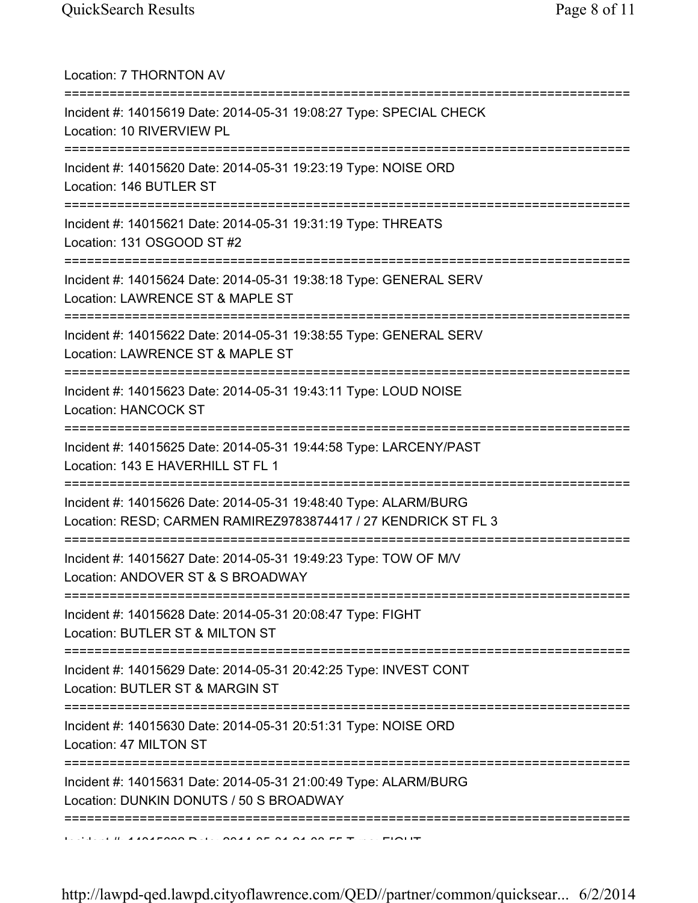Location: 7 THORNTON AV

===========================================================================

Incident #: 14015619 Date: 2014-05-31 19:08:27 Type: SPECIAL CHECK
Location: 10 RIVERVIEW PL

===========================================================================

Incident #: 14015620 Date: 2014-05-31 19:23:19 Type: NOISE ORD
Location: 146 BUTLER ST

===========================================================================

Incident #: 14015621 Date: 2014-05-31 19:31:19 Type: THREATS
Location: 131 OSGOOD ST #2

===========================================================================

Incident #: 14015624 Date: 2014-05-31 19:38:18 Type: GENERAL SERV
Location: LAWRENCE ST & MAPLE ST

===========================================================================

Incident #: 14015622 Date: 2014-05-31 19:38:55 Type: GENERAL SERV
Location: LAWRENCE ST & MAPLE ST

===========================================================================

Incident #: 14015623 Date: 2014-05-31 19:43:11 Type: LOUD NOISE
Location: HANCOCK ST

===========================================================================

Incident #: 14015625 Date: 2014-05-31 19:44:58 Type: LARCENY/PAST
Location: 143 E HAVERHILL ST FL 1

===========================================================================

Incident #: 14015626 Date: 2014-05-31 19:48:40 Type: ALARM/BURG
Location: RESD; CARMEN RAMIREZ9783874417 / 27 KENDRICK ST FL 3

===========================================================================

Incident #: 14015627 Date: 2014-05-31 19:49:23 Type: TOW OF M/V
Location: ANDOVER ST & S BROADWAY

===========================================================================

Incident #: 14015628 Date: 2014-05-31 20:08:47 Type: FIGHT
Location: BUTLER ST & MILTON ST

===========================================================================

Incident #: 14015629 Date: 2014-05-31 20:42:25 Type: INVEST CONT
Location: BUTLER ST & MARGIN ST

===========================================================================

Incident #: 14015630 Date: 2014-05-31 20:51:31 Type: NOISE ORD
Location: 47 MILTON ST

===========================================================================

Incident #: 14015631 Date: 2014-05-31 21:00:49 Type: ALARM/BURG
Location: DUNKIN DONUTS / 50 S BROADWAY

===========================================================================

Incident #: 14015632 Date: 2014-05-31 21:02:55 Type: FIGHT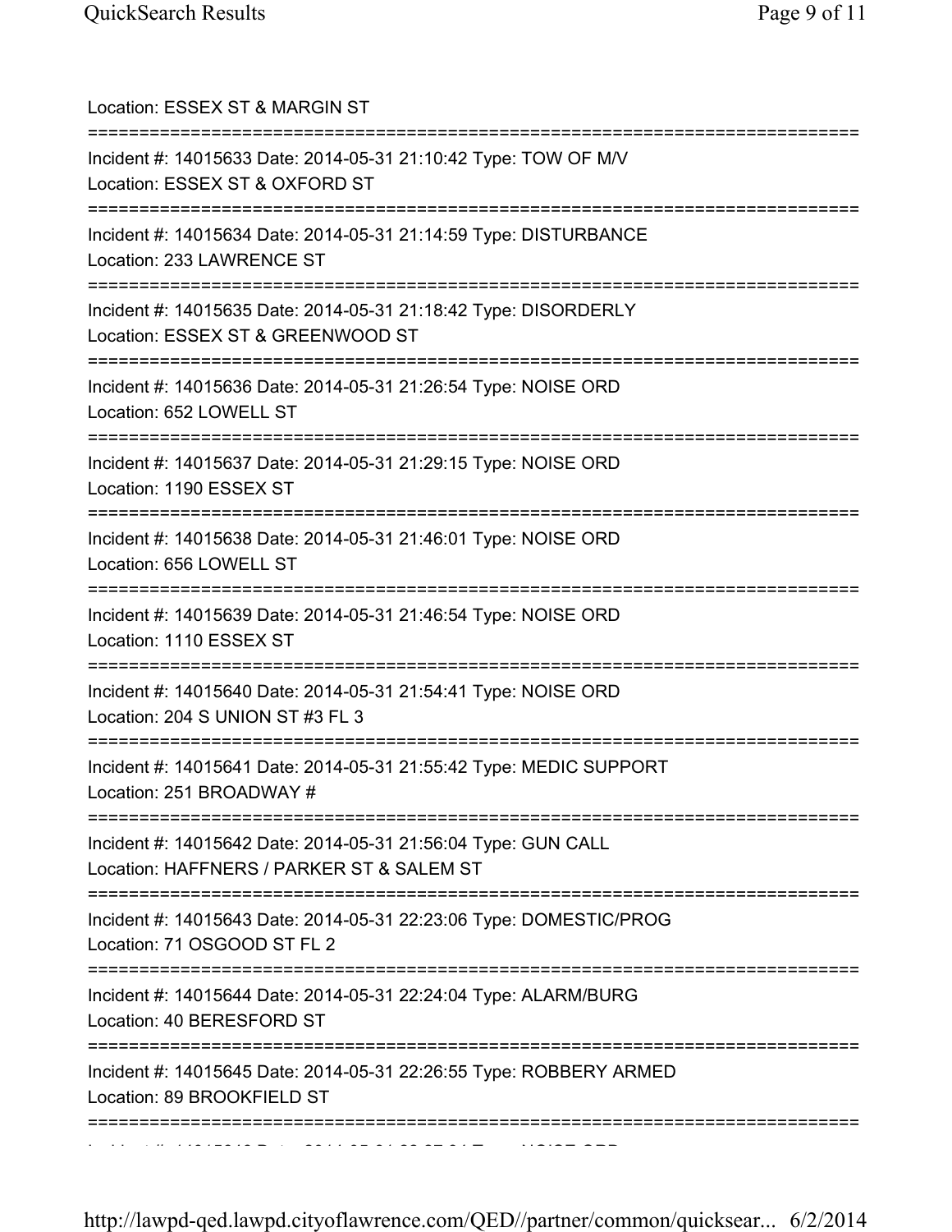Location: ESSEX ST & MARGIN ST

===========================================================================

Incident #: 14015633 Date: 2014-05-31 21:10:42 Type: TOW OF M/V
Location: ESSEX ST & OXFORD ST

===========================================================================

Incident #: 14015634 Date: 2014-05-31 21:14:59 Type: DISTURBANCE
Location: 233 LAWRENCE ST

===========================================================================

Incident #: 14015635 Date: 2014-05-31 21:18:42 Type: DISORDERLY
Location: ESSEX ST & GREENWOOD ST

===========================================================================

Incident #: 14015636 Date: 2014-05-31 21:26:54 Type: NOISE ORD
Location: 652 LOWELL ST

===========================================================================

Incident #: 14015637 Date: 2014-05-31 21:29:15 Type: NOISE ORD
Location: 1190 ESSEX ST

===========================================================================

Incident #: 14015638 Date: 2014-05-31 21:46:01 Type: NOISE ORD
Location: 656 LOWELL ST

===========================================================================

Incident #: 14015639 Date: 2014-05-31 21:46:54 Type: NOISE ORD
Location: 1110 ESSEX ST

===========================================================================

Incident #: 14015640 Date: 2014-05-31 21:54:41 Type: NOISE ORD
Location: 204 S UNION ST #3 FL 3

===========================================================================

Incident #: 14015641 Date: 2014-05-31 21:55:42 Type: MEDIC SUPPORT
Location: 251 BROADWAY #

===========================================================================

Incident #: 14015642 Date: 2014-05-31 21:56:04 Type: GUN CALL
Location: HAFFNERS / PARKER ST & SALEM ST

===========================================================================

Incident #: 14015643 Date: 2014-05-31 22:23:06 Type: DOMESTIC/PROG
Location: 71 OSGOOD ST FL 2

===========================================================================

Incident #: 14015644 Date: 2014-05-31 22:24:04 Type: ALARM/BURG
Location: 40 BERESFORD ST

===========================================================================

Incident #: 14015645 Date: 2014-05-31 22:26:55 Type: ROBBERY ARMED
Location: 89 BROOKFIELD ST

===========================================================================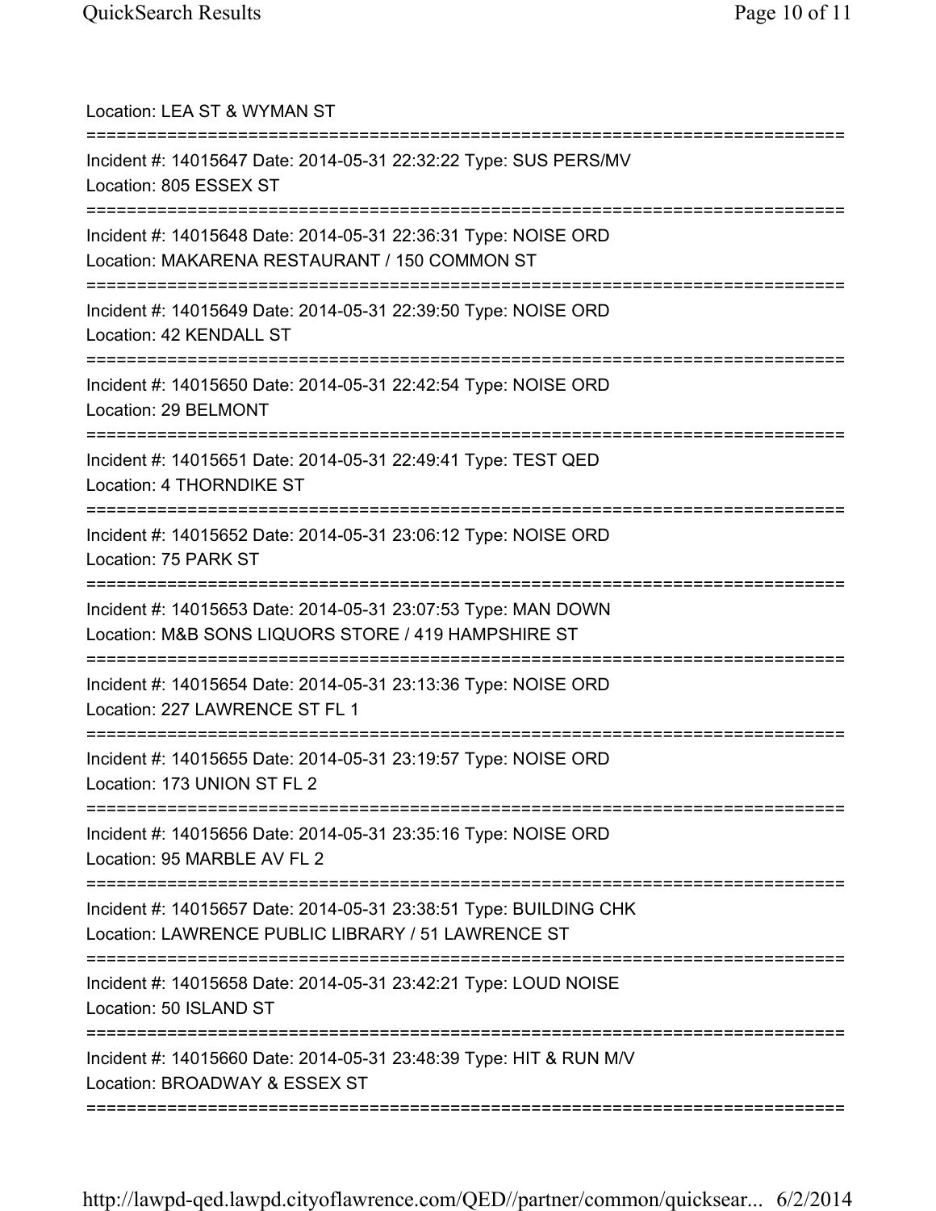Location: LEA ST & WYMAN ST

===========================================================================

Incident #: 14015647 Date: 2014-05-31 22:32:22 Type: SUS PERS/MV
Location: 805 ESSEX ST

===========================================================================

Incident #: 14015648 Date: 2014-05-31 22:36:31 Type: NOISE ORD
Location: MAKARENA RESTAURANT / 150 COMMON ST

===========================================================================

Incident #: 14015649 Date: 2014-05-31 22:39:50 Type: NOISE ORD
Location: 42 KENDALL ST

===========================================================================

Incident #: 14015650 Date: 2014-05-31 22:42:54 Type: NOISE ORD
Location: 29 BELMONT

===========================================================================

Incident #: 14015651 Date: 2014-05-31 22:49:41 Type: TEST QED
Location: 4 THORNDIKE ST

===========================================================================

Incident #: 14015652 Date: 2014-05-31 23:06:12 Type: NOISE ORD
Location: 75 PARK ST

===========================================================================

Incident #: 14015653 Date: 2014-05-31 23:07:53 Type: MAN DOWN
Location: M&B SONS LIQUORS STORE / 419 HAMPSHIRE ST

===========================================================================

Incident #: 14015654 Date: 2014-05-31 23:13:36 Type: NOISE ORD
Location: 227 LAWRENCE ST FL 1

===========================================================================

Incident #: 14015655 Date: 2014-05-31 23:19:57 Type: NOISE ORD
Location: 173 UNION ST FL 2

===========================================================================

Incident #: 14015656 Date: 2014-05-31 23:35:16 Type: NOISE ORD
Location: 95 MARBLE AV FL 2

===========================================================================

Incident #: 14015657 Date: 2014-05-31 23:38:51 Type: BUILDING CHK
Location: LAWRENCE PUBLIC LIBRARY / 51 LAWRENCE ST

===========================================================================

Incident #: 14015658 Date: 2014-05-31 23:42:21 Type: LOUD NOISE
Location: 50 ISLAND ST

===========================================================================

Incident #: 14015660 Date: 2014-05-31 23:48:39 Type: HIT & RUN M/V
Location: BROADWAY & ESSEX ST

===========================================================================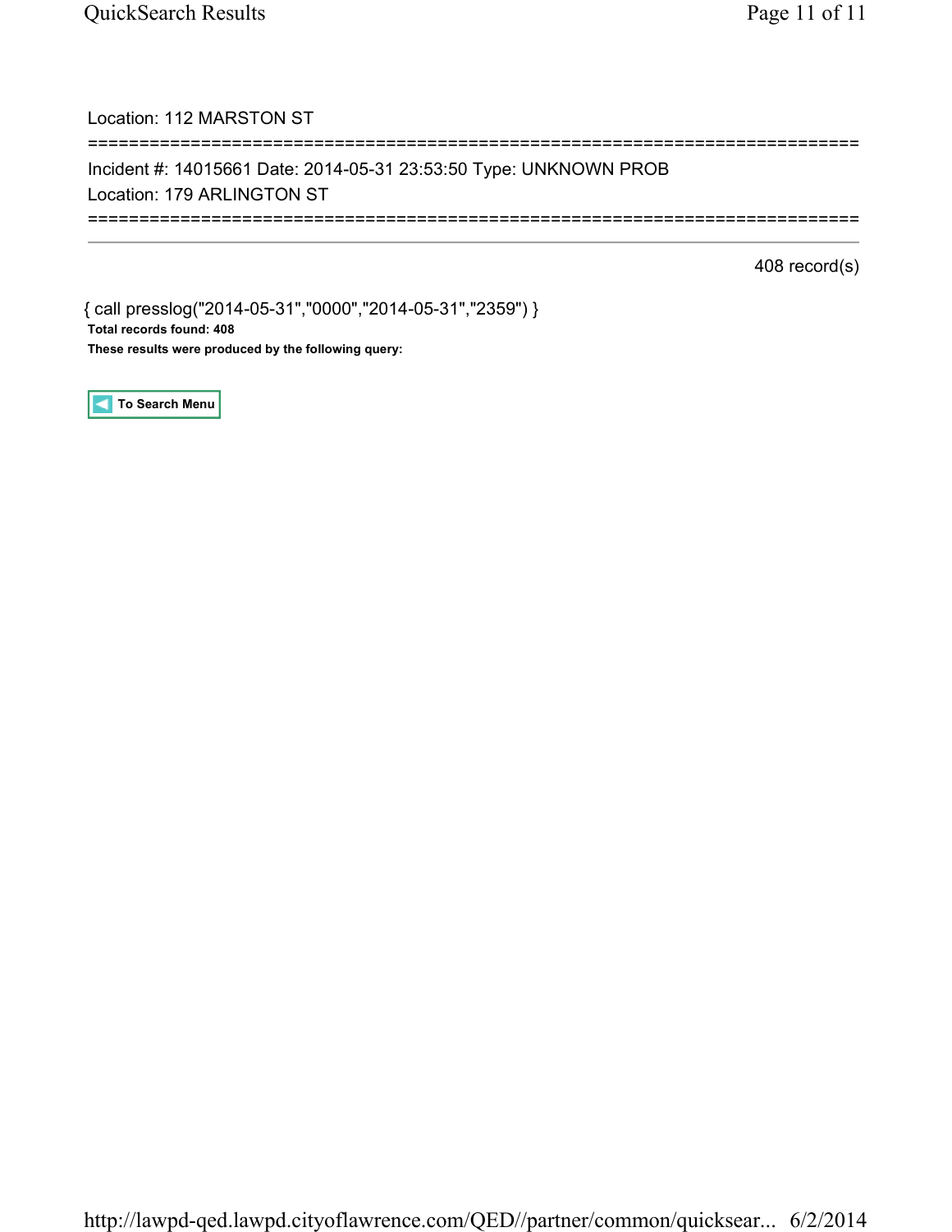Location: 112 MARSTON ST

===========================================================================

Incident #: 14015661 Date: 2014-05-31 23:53:50 Type: UNKNOWN PROB

Location: 179 ARLINGTON ST

===========================================================================

---

408 record(s)

{ call presslog("2014-05-31","0000","2014-05-31","2359") }

**Total records found: 408**

**These results were produced by the following query:**

**To Search Menu**